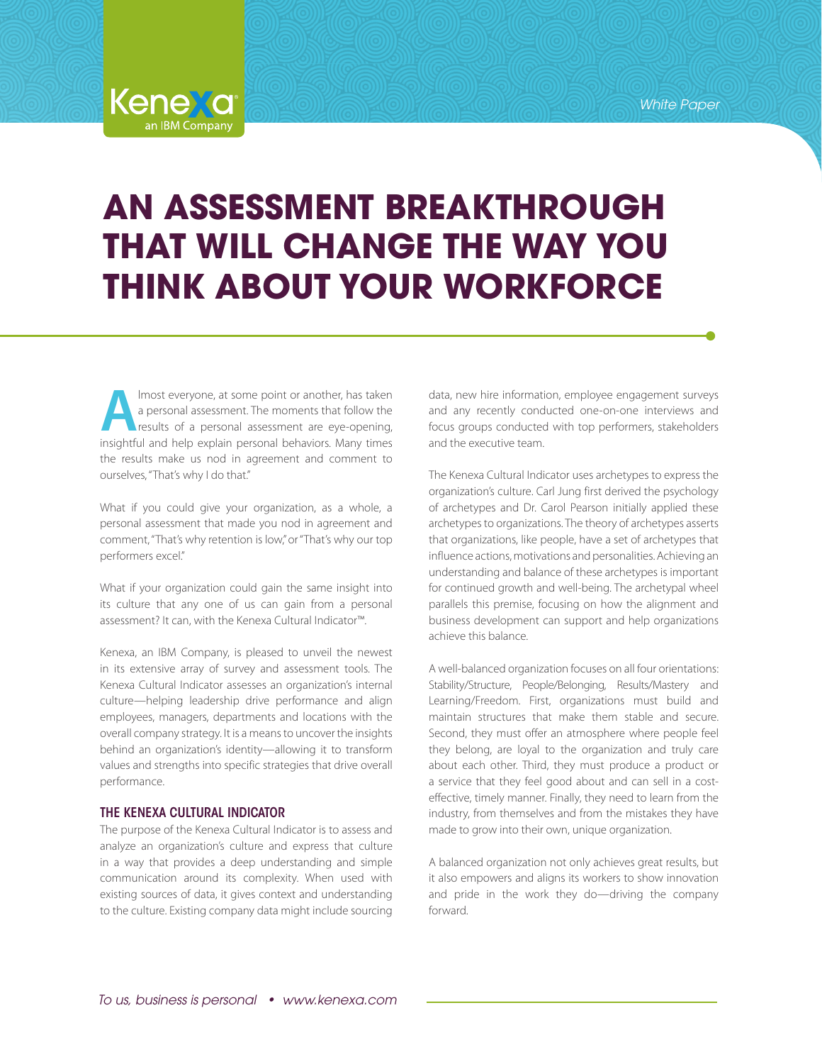# AN ASSESSMENT BREAKTHROUGH THAT WILL CHANGE THE WAY YOU THINK ABOUT YOUR WORKFORCE

Almost everyone, at some point or another, has taken a personal assessment. The moments that follow the results of a personal assessment are eye-opening, insightful and help explain personal behaviors. Many times the results make us nod in agreement and comment to ourselves, "That's why I do that."

What if you could give your organization, as a whole, a personal assessment that made you nod in agreement and comment, "That's why retention is low," or "That's why our top performers excel."

What if your organization could gain the same insight into its culture that any one of us can gain from a personal assessment? It can, with the Kenexa Cultural Indicator™.

Kenexa, an IBM Company, is pleased to unveil the newest in its extensive array of survey and assessment tools. The Kenexa Cultural Indicator assesses an organization's internal culture—helping leadership drive performance and align employees, managers, departments and locations with the overall company strategy. It is a means to uncover the insights behind an organization's identity—allowing it to transform values and strengths into specific strategies that drive overall performance.

## THE KENEXA CULTURAL INDICATOR

The purpose of the Kenexa Cultural Indicator is to assess and analyze an organization's culture and express that culture in a way that provides a deep understanding and simple communication around its complexity. When used with existing sources of data, it gives context and understanding to the culture. Existing company data might include sourcing data, new hire information, employee engagement surveys and any recently conducted one-on-one interviews and focus groups conducted with top performers, stakeholders and the executive team.

The Kenexa Cultural Indicator uses archetypes to express the organization's culture. Carl Jung first derived the psychology of archetypes and Dr. Carol Pearson initially applied these archetypes to organizations. The theory of archetypes asserts that organizations, like people, have a set of archetypes that influence actions, motivations and personalities. Achieving an understanding and balance of these archetypes is important for continued growth and well-being. The archetypal wheel parallels this premise, focusing on how the alignment and business development can support and help organizations achieve this balance.

A well-balanced organization focuses on all four orientations: Stability/Structure, People/Belonging, Results/Mastery and Learning/Freedom. First, organizations must build and maintain structures that make them stable and secure. Second, they must offer an atmosphere where people feel they belong, are loyal to the organization and truly care about each other. Third, they must produce a product or a service that they feel good about and can sell in a cost-effective, timely manner. Finally, they need to learn from the industry, from themselves and from the mistakes they have made to grow into their own, unique organization.

A balanced organization not only achieves great results, but it also empowers and aligns its workers to show innovation and pride in the work they do—driving the company forward.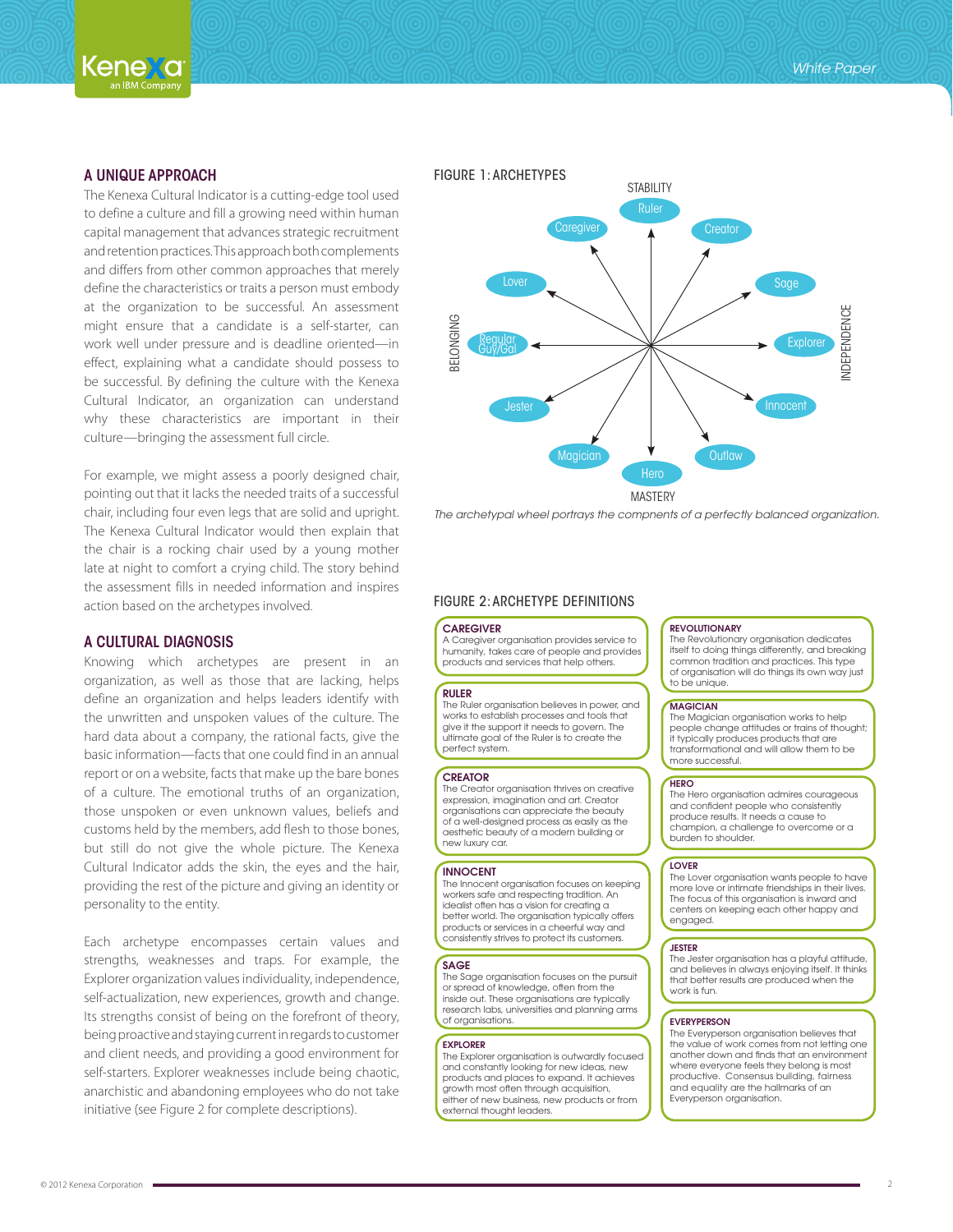## A UNIQUE APPROACH

The Kenexa Cultural Indicator is a cutting-edge tool used to define a culture and fill a growing need within human capital management that advances strategic recruitment and retention practices. This approach both complements and differs from other common approaches that merely define the characteristics or traits a person must embody at the organization to be successful. An assessment might ensure that a candidate is a self-starter, can work well under pressure and is deadline oriented—in effect, explaining what a candidate should possess to be successful. By defining the culture with the Kenexa Cultural Indicator, an organization can understand why these characteristics are important in their culture—bringing the assessment full circle.

For example, we might assess a poorly designed chair, pointing out that it lacks the needed traits of a successful chair, including four even legs that are solid and upright. The Kenexa Cultural Indicator would then explain that the chair is a rocking chair used by a young mother late at night to comfort a crying child. The story behind the assessment fills in needed information and inspires action based on the archetypes involved.

## A CULTURAL DIAGNOSIS

Knowing which archetypes are present in an organization, as well as those that are lacking, helps define an organization and helps leaders identify with the unwritten and unspoken values of the culture. The hard data about a company, the rational facts, give the basic information—facts that one could find in an annual report or on a website, facts that make up the bare bones of a culture. The emotional truths of an organization, those unspoken or even unknown values, beliefs and customs held by the members, add flesh to those bones, but still do not give the whole picture. The Kenexa Cultural Indicator adds the skin, the eyes and the hair, providing the rest of the picture and giving an identity or personality to the entity.

Each archetype encompasses certain values and strengths, weaknesses and traps. For example, the Explorer organization values individuality, independence, self-actualization, new experiences, growth and change. Its strengths consist of being on the forefront of theory, being proactive and staying current in regards to customer and client needs, and providing a good environment for self-starters. Explorer weaknesses include being chaotic, anarchistic and abandoning employees who do not take initiative (see Figure 2 for complete descriptions).

### FIGURE 1: ARCHETYPES

STABILITY — Ruler, Creator, Sage, Explorer (INDEPENDENCE), Innocent, Outlaw, Hero (MASTERY), Magician, Jester, Regular Guy/Gal (BELONGING), Lover, Caregiver

*The archetypal wheel portrays the compnents of a perfectly balanced organization.*

### FIGURE 2: ARCHETYPE DEFINITIONS

**CAREGIVER**
A Caregiver organisation provides service to humanity, takes care of people and provides products and services that help others.

**RULER**
The Ruler organisation believes in power, and works to establish processes and tools that give it the support it needs to govern. The ultimate goal of the Ruler is to create the perfect system.

**CREATOR**
The Creator organisation thrives on creative expression, imagination and art. Creator organisations can appreciate the beauty of a well-designed process as easily as the aesthetic beauty of a modern building or new luxury car.

**INNOCENT**
The Innocent organisation focuses on keeping workers safe and respecting tradition. An idealist often has a vision for creating a better world. The organisation typically offers products or services in a cheerful way and consistently strives to protect its customers.

**SAGE**
The Sage organisation focuses on the pursuit or spread of knowledge, often from the inside out. These organisations are typically research labs, universities and planning arms of organisations.

**EXPLORER**
The Explorer organisation is outwardly focused and constantly looking for new ideas, new products and places to expand. It achieves growth most often through acquisition, either of new business, new products or from external thought leaders.

**REVOLUTIONARY**
The Revolutionary organisation dedicates itself to doing things differently, and breaking common tradition and practices. This type of organisation will do things its own way just to be unique.

**MAGICIAN**
The Magician organisation works to help people change attitudes or trains of thought; it typically produces products that are transformational and will allow them to be more successful.

**HERO**
The Hero organisation admires courageous and confident people who consistently produce results. It needs a cause to champion, a challenge to overcome or a burden to shoulder.

**LOVER**
The Lover organisation wants people to have more love or intimate friendships in their lives. The focus of this organisation is inward and centers on keeping each other happy and engaged.

**JESTER**
The Jester organisation has a playful attitude, and believes in always enjoying itself. It thinks that better results are produced when the work is fun.

**EVERYPERSON**
The Everyperson organisation believes that the value of work comes from not letting one another down and finds that an environment where everyone feels they belong is most productive. Consensus building, fairness and equality are the hallmarks of an Everyperson organisation.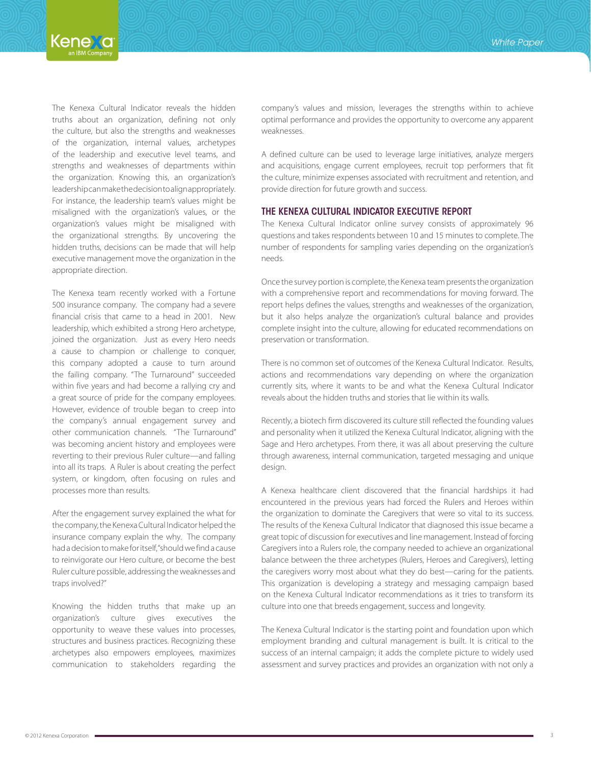The Kenexa Cultural Indicator reveals the hidden truths about an organization, defining not only the culture, but also the strengths and weaknesses of the organization, internal values, archetypes of the leadership and executive level teams, and strengths and weaknesses of departments within the organization. Knowing this, an organization's leadership can make the decision to align appropriately. For instance, the leadership team's values might be misaligned with the organization's values, or the organization's values might be misaligned with the organizational strengths. By uncovering the hidden truths, decisions can be made that will help executive management move the organization in the appropriate direction.

The Kenexa team recently worked with a Fortune 500 insurance company. The company had a severe financial crisis that came to a head in 2001. New leadership, which exhibited a strong Hero archetype, joined the organization. Just as every Hero needs a cause to champion or challenge to conquer, this company adopted a cause to turn around the failing company. "The Turnaround" succeeded within five years and had become a rallying cry and a great source of pride for the company employees. However, evidence of trouble began to creep into the company's annual engagement survey and other communication channels. "The Turnaround" was becoming ancient history and employees were reverting to their previous Ruler culture—and falling into all its traps. A Ruler is about creating the perfect system, or kingdom, often focusing on rules and processes more than results.

After the engagement survey explained the what for the company, the Kenexa Cultural Indicator helped the insurance company explain the why. The company had a decision to make for itself, "should we find a cause to reinvigorate our Hero culture, or become the best Ruler culture possible, addressing the weaknesses and traps involved?"

Knowing the hidden truths that make up an organization's culture gives executives the opportunity to weave these values into processes, structures and business practices. Recognizing these archetypes also empowers employees, maximizes communication to stakeholders regarding the company's values and mission, leverages the strengths within to achieve optimal performance and provides the opportunity to overcome any apparent weaknesses.

A defined culture can be used to leverage large initiatives, analyze mergers and acquisitions, engage current employees, recruit top performers that fit the culture, minimize expenses associated with recruitment and retention, and provide direction for future growth and success.

## THE KENEXA CULTURAL INDICATOR EXECUTIVE REPORT

The Kenexa Cultural Indicator online survey consists of approximately 96 questions and takes respondents between 10 and 15 minutes to complete. The number of respondents for sampling varies depending on the organization's needs.

Once the survey portion is complete, the Kenexa team presents the organization with a comprehensive report and recommendations for moving forward. The report helps defines the values, strengths and weaknesses of the organization, but it also helps analyze the organization's cultural balance and provides complete insight into the culture, allowing for educated recommendations on preservation or transformation.

There is no common set of outcomes of the Kenexa Cultural Indicator. Results, actions and recommendations vary depending on where the organization currently sits, where it wants to be and what the Kenexa Cultural Indicator reveals about the hidden truths and stories that lie within its walls.

Recently, a biotech firm discovered its culture still reflected the founding values and personality when it utilized the Kenexa Cultural Indicator, aligning with the Sage and Hero archetypes. From there, it was all about preserving the culture through awareness, internal communication, targeted messaging and unique design.

A Kenexa healthcare client discovered that the financial hardships it had encountered in the previous years had forced the Rulers and Heroes within the organization to dominate the Caregivers that were so vital to its success. The results of the Kenexa Cultural Indicator that diagnosed this issue became a great topic of discussion for executives and line management. Instead of forcing Caregivers into a Rulers role, the company needed to achieve an organizational balance between the three archetypes (Rulers, Heroes and Caregivers), letting the caregivers worry most about what they do best—caring for the patients. This organization is developing a strategy and messaging campaign based on the Kenexa Cultural Indicator recommendations as it tries to transform its culture into one that breeds engagement, success and longevity.

The Kenexa Cultural Indicator is the starting point and foundation upon which employment branding and cultural management is built. It is critical to the success of an internal campaign; it adds the complete picture to widely used assessment and survey practices and provides an organization with not only a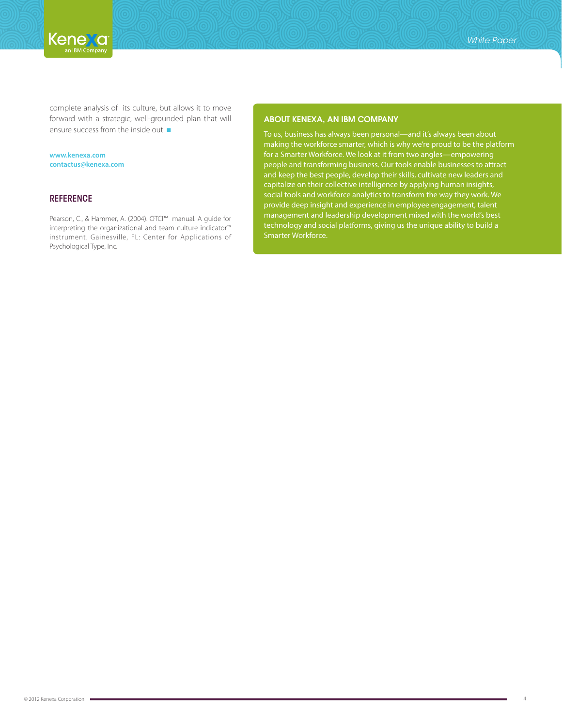complete analysis of its culture, but allows it to move forward with a strategic, well-grounded plan that will ensure success from the inside out. ■

**www.kenexa.com**
**contactus@kenexa.com**

## REFERENCE

Pearson, C., & Hammer, A. (2004). OTCI™ manual. A guide for interpreting the organizational and team culture indicator™ instrument. Gainesville, FL: Center for Applications of Psychological Type, Inc.

## ABOUT KENEXA, AN IBM COMPANY

To us, business has always been personal—and it's always been about making the workforce smarter, which is why we're proud to be the platform for a Smarter Workforce. We look at it from two angles—empowering people and transforming business. Our tools enable businesses to attract and keep the best people, develop their skills, cultivate new leaders and capitalize on their collective intelligence by applying human insights, social tools and workforce analytics to transform the way they work. We provide deep insight and experience in employee engagement, talent management and leadership development mixed with the world's best technology and social platforms, giving us the unique ability to build a Smarter Workforce.

© 2012 Kenexa Corporation